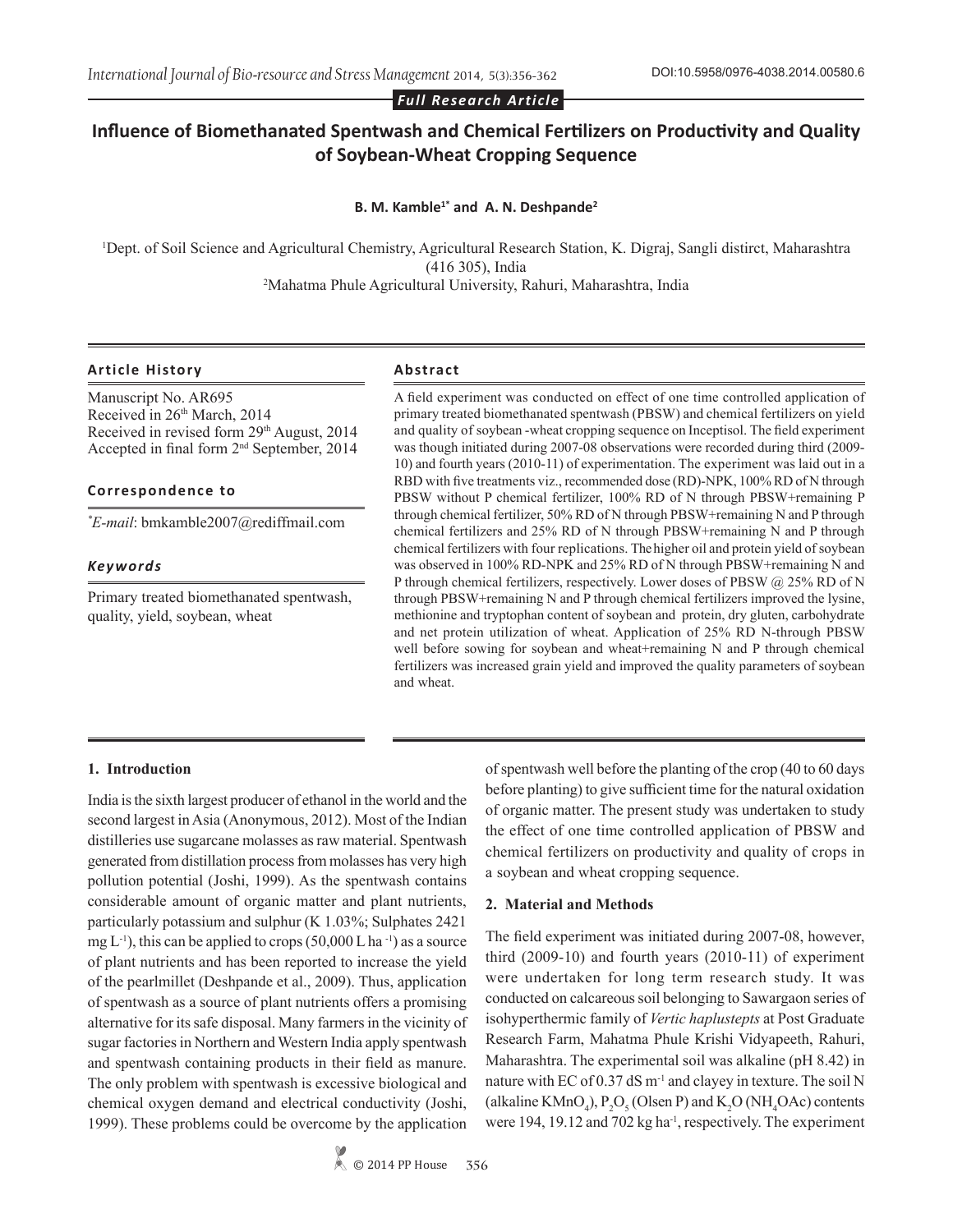*Full Research Article*

# Influence of Biomethanated Spentwash and Chemical Fertilizers on Productivity and Quality of Soybean-Wheat Cropping Sequence

**B. M. Kamble[1*] and A. N. Deshpande[2]**

[1]Dept. of Soil Science and Agricultural Chemistry, Agricultural Research Station, K. Digraj, Sangli distirct, Maharashtra (416 305), India

[2]Mahatma Phule Agricultural University, Rahuri, Maharashtra, India

### Article History

Manuscript No. AR695
Received in 26th March, 2014
Received in revised form 29th August, 2014
Accepted in final form 2nd September, 2014

### Correspondence to

*E-mail: bmkamble2007@rediffmail.com

### *Keywords*

Primary treated biomethanated spentwash, quality, yield, soybean, wheat

### Abstract

A field experiment was conducted on effect of one time controlled application of primary treated biomethanated spentwash (PBSW) and chemical fertilizers on yield and quality of soybean -wheat cropping sequence on Inceptisol. The field experiment was though initiated during 2007-08 observations were recorded during third (2009-10) and fourth years (2010-11) of experimentation. The experiment was laid out in a RBD with five treatments viz., recommended dose (RD)-NPK, 100% RD of N through PBSW without P chemical fertilizer, 100% RD of N through PBSW+remaining P through chemical fertilizer, 50% RD of N through PBSW+remaining N and P through chemical fertilizers and 25% RD of N through PBSW+remaining N and P through chemical fertilizers with four replications. The higher oil and protein yield of soybean was observed in 100% RD-NPK and 25% RD of N through PBSW+remaining N and P through chemical fertilizers, respectively. Lower doses of PBSW @ 25% RD of N through PBSW+remaining N and P through chemical fertilizers improved the lysine, methionine and tryptophan content of soybean and protein, dry gluten, carbohydrate and net protein utilization of wheat. Application of 25% RD N-through PBSW well before sowing for soybean and wheat+remaining N and P through chemical fertilizers was increased grain yield and improved the quality parameters of soybean and wheat.

## 1. Introduction

India is the sixth largest producer of ethanol in the world and the second largest in Asia (Anonymous, 2012). Most of the Indian distilleries use sugarcane molasses as raw material. Spentwash generated from distillation process from molasses has very high pollution potential (Joshi, 1999). As the spentwash contains considerable amount of organic matter and plant nutrients, particularly potassium and sulphur (K 1.03%; Sulphates 2421 mg $L^{-1}$), this can be applied to crops (50,000 L $ha^{-1}$) as a source of plant nutrients and has been reported to increase the yield of the pearlmillet (Deshpande et al., 2009). Thus, application of spentwash as a source of plant nutrients offers a promising alternative for its safe disposal. Many farmers in the vicinity of sugar factories in Northern and Western India apply spentwash and spentwash containing products in their field as manure. The only problem with spentwash is excessive biological and chemical oxygen demand and electrical conductivity (Joshi, 1999). These problems could be overcome by the application of spentwash well before the planting of the crop (40 to 60 days before planting) to give sufficient time for the natural oxidation of organic matter. The present study was undertaken to study the effect of one time controlled application of PBSW and chemical fertilizers on productivity and quality of crops in a soybean and wheat cropping sequence.

## 2. Material and Methods

The field experiment was initiated during 2007-08, however, third (2009-10) and fourth years (2010-11) of experiment were undertaken for long term research study. It was conducted on calcareous soil belonging to Sawargaon series of isohyperthermic family of *Vertic haplustepts* at Post Graduate Research Farm, Mahatma Phule Krishi Vidyapeeth, Rahuri, Maharashtra. The experimental soil was alkaline (pH 8.42) in nature with EC of 0.37 dS $m^{-1}$ and clayey in texture. The soil N (alkaline $KMnO_4$), $P_2O_5$ (Olsen P) and $K_2O$ ($NH_4OAc$) contents were 194, 19.12 and 702 kg $ha^{-1}$, respectively. The experiment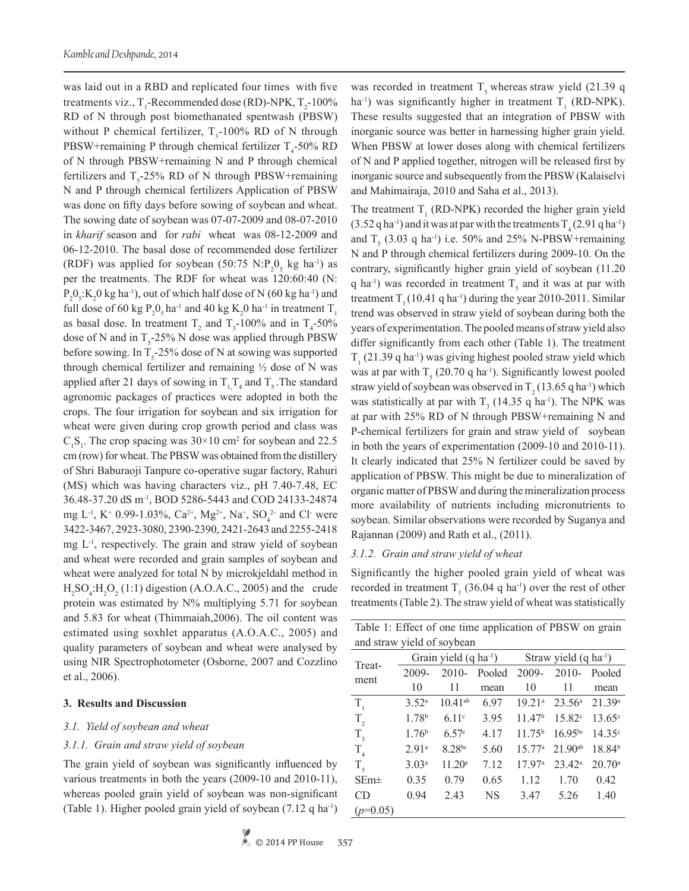was laid out in a RBD and replicated four times with five treatments viz., $T_1$-Recommended dose (RD)-NPK, $T_2$-100% RD of N through post biomethanated spentwash (PBSW) without P chemical fertilizer, $T_3$-100% RD of N through PBSW+remaining P through chemical fertilizer $T_4$-50% RD of N through PBSW+remaining N and P through chemical fertilizers and $T_5$-25% RD of N through PBSW+remaining N and P through chemical fertilizers Application of PBSW was done on fifty days before sowing of soybean and wheat. The sowing date of soybean was 07-07-2009 and 08-07-2010 in *kharif* season and for *rabi* wheat was 08-12-2009 and 06-12-2010. The basal dose of recommended dose fertilizer (RDF) was applied for soybean (50:75 N:$P_2O_5$ kg ha$^{-1}$) as per the treatments. The RDF for wheat was 120:60:40 (N: $P_2O_5$:$K_2O$ kg ha$^{-1}$), out of which half dose of N (60 kg ha$^{-1}$) and full dose of 60 kg $P_2O_5$ ha$^{-1}$ and 40 kg $K_2O$ ha$^{-1}$ in treatment $T_1$ as basal dose. In treatment $T_2$ and $T_3$-100% and in $T_4$-50% dose of N and in $T_5$-25% N dose was applied through PBSW before sowing. In $T_5$-25% dose of N at sowing was supported through chemical fertilizer and remaining ½ dose of N was applied after 21 days of sowing in $T_1$, $T_4$ and $T_5$. The standard agronomic packages of practices were adopted in both the crops. The four irrigation for soybean and six irrigation for wheat were given during crop growth period and class was $C_1S_1$. The crop spacing was 30×10 cm$^2$ for soybean and 22.5 cm (row) for wheat. The PBSW was obtained from the distillery of Shri Baburaoji Tanpure co-operative sugar factory, Rahuri (MS) which was having characters viz., pH 7.40-7.48, EC 36.48-37.20 dS m$^{-1}$, BOD 5286-5443 and COD 24133-24874 mg L$^{-1}$, $K^+$ 0.99-1.03%, $Ca^{2+}$, $Mg^{2+}$, $Na^+$, $SO_4^{2-}$ and $Cl^-$ were 3422-3467, 2923-3080, 2390-2390, 2421-2643 and 2255-2418 mg L$^{-1}$, respectively. The grain and straw yield of soybean and wheat were recorded and grain samples of soybean and wheat were analyzed for total N by microkjeldahl method in $H_2SO_4$:$H_2O_2$ (1:1) digestion (A.O.A.C., 2005) and the crude protein was estimated by N% multiplying 5.71 for soybean and 5.83 for wheat (Thimmaiah,2006). The oil content was estimated using soxhlet apparatus (A.O.A.C., 2005) and quality parameters of soybean and wheat were analysed by using NIR Spectrophotometer (Osborne, 2007 and Cozzlino et al., 2006).

## 3. Results and Discussion

### *3.1. Yield of soybean and wheat*

### *3.1.1. Grain and straw yield of soybean*

The grain yield of soybean was significantly influenced by various treatments in both the years (2009-10 and 2010-11), whereas pooled grain yield of soybean was non-significant (Table 1). Higher pooled grain yield of soybean (7.12 q ha$^{-1}$) was recorded in treatment $T_5$ whereas straw yield (21.39 q ha$^{-1}$) was significantly higher in treatment $T_1$ (RD-NPK). These results suggested that an integration of PBSW with inorganic source was better in harnessing higher grain yield. When PBSW at lower doses along with chemical fertilizers of N and P applied together, nitrogen will be released first by inorganic source and subsequently from the PBSW (Kalaiselvi and Mahimairaja, 2010 and Saha et al., 2013).

The treatment $T_1$ (RD-NPK) recorded the higher grain yield (3.52 q ha$^{-1}$) and it was at par with the treatments $T_4$ (2.91 q ha$^{-1}$) and $T_5$ (3.03 q ha$^{-1}$) i.e. 50% and 25% N-PBSW+remaining N and P through chemical fertilizers during 2009-10. On the contrary, significantly higher grain yield of soybean (11.20 q ha$^{-1}$) was recorded in treatment $T_5$ and it was at par with treatment $T_1$ (10.41 q ha$^{-1}$) during the year 2010-2011. Similar trend was observed in straw yield of soybean during both the years of experimentation. The pooled means of straw yield also differ significantly from each other (Table 1). The treatment $T_1$ (21.39 q ha$^{-1}$) was giving highest pooled straw yield which was at par with $T_5$ (20.70 q ha$^{-1}$). Significantly lowest pooled straw yield of soybean was observed in $T_2$ (13.65 q ha$^{-1}$) which was statistically at par with $T_3$ (14.35 q ha$^{-1}$). The NPK was at par with 25% RD of N through PBSW+remaining N and P-chemical fertilizers for grain and straw yield of soybean in both the years of experimentation (2009-10 and 2010-11). It clearly indicated that 25% N fertilizer could be saved by application of PBSW. This might be due to mineralization of organic matter of PBSW and during the mineralization process more availability of nutrients including micronutrients to soybean. Similar observations were recorded by Suganya and Rajannan (2009) and Rath et al., (2011).

### *3.1.2. Grain and straw yield of wheat*

Significantly the higher pooled grain yield of wheat was recorded in treatment $T_1$ (36.04 q ha$^{-1}$) over the rest of other treatments (Table 2). The straw yield of wheat was statistically

Table 1: Effect of one time application of PBSW on grain and straw yield of soybean

| Treatment | Grain yield (q ha$^{-1}$) | | | Straw yield (q ha$^{-1}$) | | |
|---|---|---|---|---|---|---|
| | 2009-10 | 2010-11 | Pooled mean | 2009-10 | 2010-11 | Pooled mean |
| $T_1$ | 3.52$^a$ | 10.41$^{ab}$ | 6.97 | 19.21$^a$ | 23.56$^a$ | 21.39$^a$ |
| $T_2$ | 1.78$^b$ | 6.11$^c$ | 3.95 | 11.47$^b$ | 15.82$^c$ | 13.65$^c$ |
| $T_3$ | 1.76$^b$ | 6.57$^c$ | 4.17 | 11.75$^b$ | 16.95$^{bc}$ | 14.35$^c$ |
| $T_4$ | 2.91$^a$ | 8.28$^{bc}$ | 5.60 | 15.77$^a$ | 21.90$^{ab}$ | 18.84$^b$ |
| $T_5$ | 3.03$^a$ | 11.20$^a$ | 7.12 | 17.97$^a$ | 23.42$^a$ | 20.70$^a$ |
| SEm± | 0.35 | 0.79 | 0.65 | 1.12 | 1.70 | 0.42 |
| CD ($p$=0.05) | 0.94 | 2.43 | NS | 3.47 | 5.26 | 1.40 |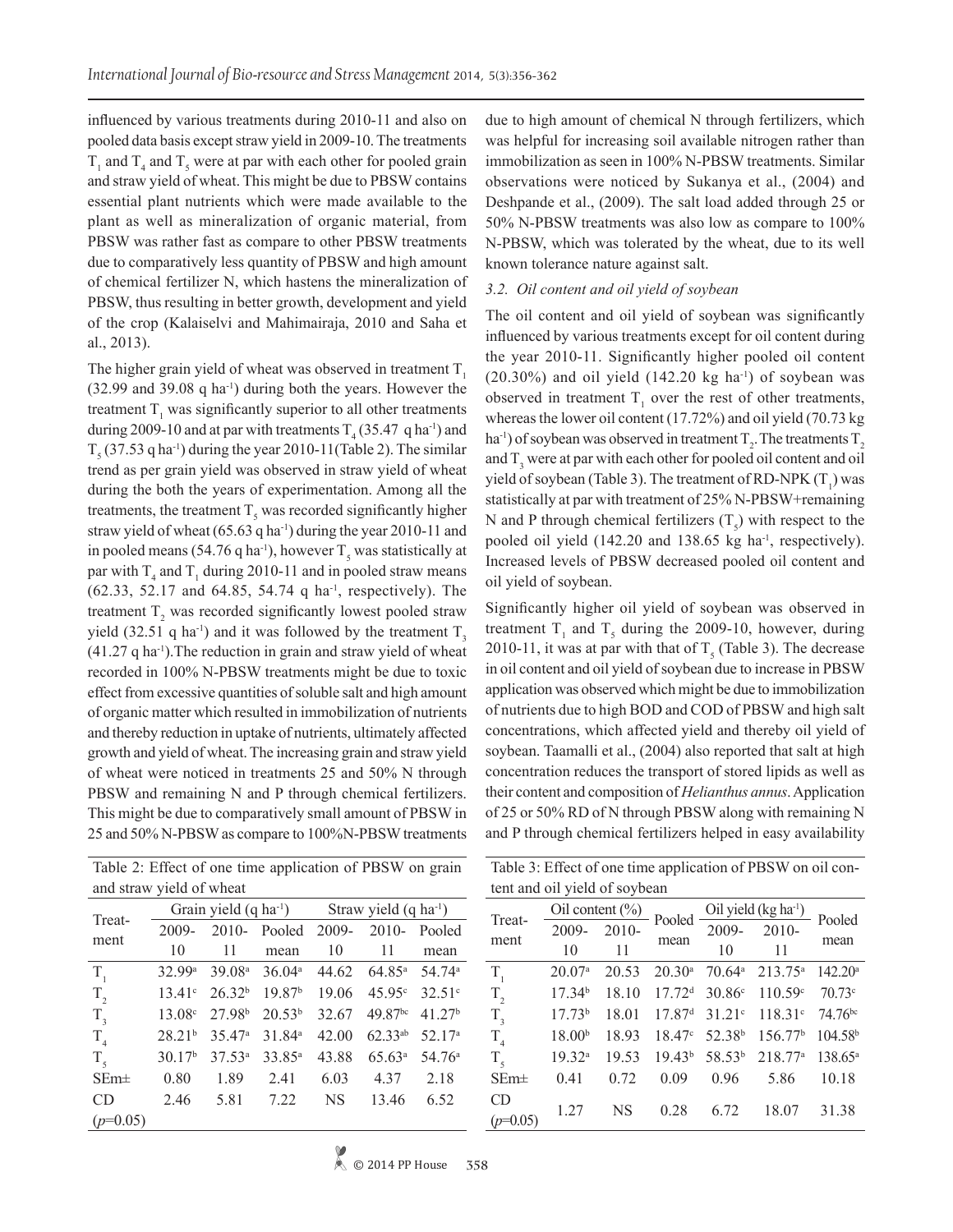influenced by various treatments during 2010-11 and also on pooled data basis except straw yield in 2009-10. The treatments $T_1$ and $T_4$ and $T_5$ were at par with each other for pooled grain and straw yield of wheat. This might be due to PBSW contains essential plant nutrients which were made available to the plant as well as mineralization of organic material, from PBSW was rather fast as compare to other PBSW treatments due to comparatively less quantity of PBSW and high amount of chemical fertilizer N, which hastens the mineralization of PBSW, thus resulting in better growth, development and yield of the crop (Kalaiselvi and Mahimairaja, 2010 and Saha et al., 2013).

The higher grain yield of wheat was observed in treatment $T_1$ (32.99 and 39.08 q ha$^{-1}$) during both the years. However the treatment $T_1$ was significantly superior to all other treatments during 2009-10 and at par with treatments $T_4$ (35.47 q ha$^{-1}$) and $T_5$ (37.53 q ha$^{-1}$) during the year 2010-11(Table 2). The similar trend as per grain yield was observed in straw yield of wheat during the both the years of experimentation. Among all the treatments, the treatment $T_5$ was recorded significantly higher straw yield of wheat (65.63 q ha$^{-1}$) during the year 2010-11 and in pooled means (54.76 q ha$^{-1}$), however $T_5$ was statistically at par with $T_4$ and $T_1$ during 2010-11 and in pooled straw means (62.33, 52.17 and 64.85, 54.74 q ha$^{-1}$, respectively). The treatment $T_2$ was recorded significantly lowest pooled straw yield (32.51 q ha$^{-1}$) and it was followed by the treatment $T_3$ (41.27 q ha$^{-1}$).The reduction in grain and straw yield of wheat recorded in 100% N-PBSW treatments might be due to toxic effect from excessive quantities of soluble salt and high amount of organic matter which resulted in immobilization of nutrients and thereby reduction in uptake of nutrients, ultimately affected growth and yield of wheat. The increasing grain and straw yield of wheat were noticed in treatments 25 and 50% N through PBSW and remaining N and P through chemical fertilizers. This might be due to comparatively small amount of PBSW in 25 and 50% N-PBSW as compare to 100%N-PBSW treatments due to high amount of chemical N through fertilizers, which was helpful for increasing soil available nitrogen rather than immobilization as seen in 100% N-PBSW treatments. Similar observations were noticed by Sukanya et al., (2004) and Deshpande et al., (2009). The salt load added through 25 or 50% N-PBSW treatments was also low as compare to 100% N-PBSW, which was tolerated by the wheat, due to its well known tolerance nature against salt.

Table 2: Effect of one time application of PBSW on grain and straw yield of wheat

| Treatment | Grain yield (q ha$^{-1}$) | | | Straw yield (q ha$^{-1}$) | | |
|---|---|---|---|---|---|---|
| | 2009-10 | 2010-11 | Pooled mean | 2009-10 | 2010-11 | Pooled mean |
| $T_1$ | 32.99$^a$ | 39.08$^a$ | 36.04$^a$ | 44.62 | 64.85$^a$ | 54.74$^a$ |
| $T_2$ | 13.41$^c$ | 26.32$^b$ | 19.87$^b$ | 19.06 | 45.95$^c$ | 32.51$^c$ |
| $T_3$ | 13.08$^c$ | 27.98$^b$ | 20.53$^b$ | 32.67 | 49.87$^{bc}$ | 41.27$^b$ |
| $T_4$ | 28.21$^b$ | 35.47$^a$ | 31.84$^a$ | 42.00 | 62.33$^{ab}$ | 52.17$^a$ |
| $T_5$ | 30.17$^b$ | 37.53$^a$ | 33.85$^a$ | 43.88 | 65.63$^a$ | 54.76$^a$ |
| SEm± | 0.80 | 1.89 | 2.41 | 6.03 | 4.37 | 2.18 |
| CD ($p$=0.05) | 2.46 | 5.81 | 7.22 | NS | 13.46 | 6.52 |

### 3.2. Oil content and oil yield of soybean

The oil content and oil yield of soybean was significantly influenced by various treatments except for oil content during the year 2010-11. Significantly higher pooled oil content (20.30%) and oil yield (142.20 kg ha$^{-1}$) of soybean was observed in treatment $T_1$ over the rest of other treatments, whereas the lower oil content (17.72%) and oil yield (70.73 kg ha$^{-1}$) of soybean was observed in treatment $T_2$. The treatments $T_2$ and $T_3$ were at par with each other for pooled oil content and oil yield of soybean (Table 3). The treatment of RD-NPK ($T_1$) was statistically at par with treatment of 25% N-PBSW+remaining N and P through chemical fertilizers ($T_5$) with respect to the pooled oil yield (142.20 and 138.65 kg ha$^{-1}$, respectively). Increased levels of PBSW decreased pooled oil content and oil yield of soybean.

Significantly higher oil yield of soybean was observed in treatment $T_1$ and $T_5$ during the 2009-10, however, during 2010-11, it was at par with that of $T_5$ (Table 3). The decrease in oil content and oil yield of soybean due to increase in PBSW application was observed which might be due to immobilization of nutrients due to high BOD and COD of PBSW and high salt concentrations, which affected yield and thereby oil yield of soybean. Taamalli et al., (2004) also reported that salt at high concentration reduces the transport of stored lipids as well as their content and composition of *Helianthus annus*. Application of 25 or 50% RD of N through PBSW along with remaining N and P through chemical fertilizers helped in easy availability

Table 3: Effect of one time application of PBSW on oil content and oil yield of soybean

| Treatment | Oil content (%) | | Pooled mean | Oil yield (kg ha$^{-1}$) | | Pooled mean |
|---|---|---|---|---|---|---|
| | 2009-10 | 2010-11 | | 2009-10 | 2010-11 | |
| $T_1$ | 20.07$^a$ | 20.53 | 20.30$^a$ | 70.64$^a$ | 213.75$^a$ | 142.20$^a$ |
| $T_2$ | 17.34$^b$ | 18.10 | 17.72$^d$ | 30.86$^c$ | 110.59$^c$ | 70.73$^c$ |
| $T_3$ | 17.73$^b$ | 18.01 | 17.87$^d$ | 31.21$^c$ | 118.31$^c$ | 74.76$^{bc}$ |
| $T_4$ | 18.00$^b$ | 18.93 | 18.47$^c$ | 52.38$^b$ | 156.77$^b$ | 104.58$^b$ |
| $T_5$ | 19.32$^a$ | 19.53 | 19.43$^b$ | 58.53$^b$ | 218.77$^a$ | 138.65$^a$ |
| SEm± | 0.41 | 0.72 | 0.09 | 0.96 | 5.86 | 10.18 |
| CD ($p$=0.05) | 1.27 | NS | 0.28 | 6.72 | 18.07 | 31.38 |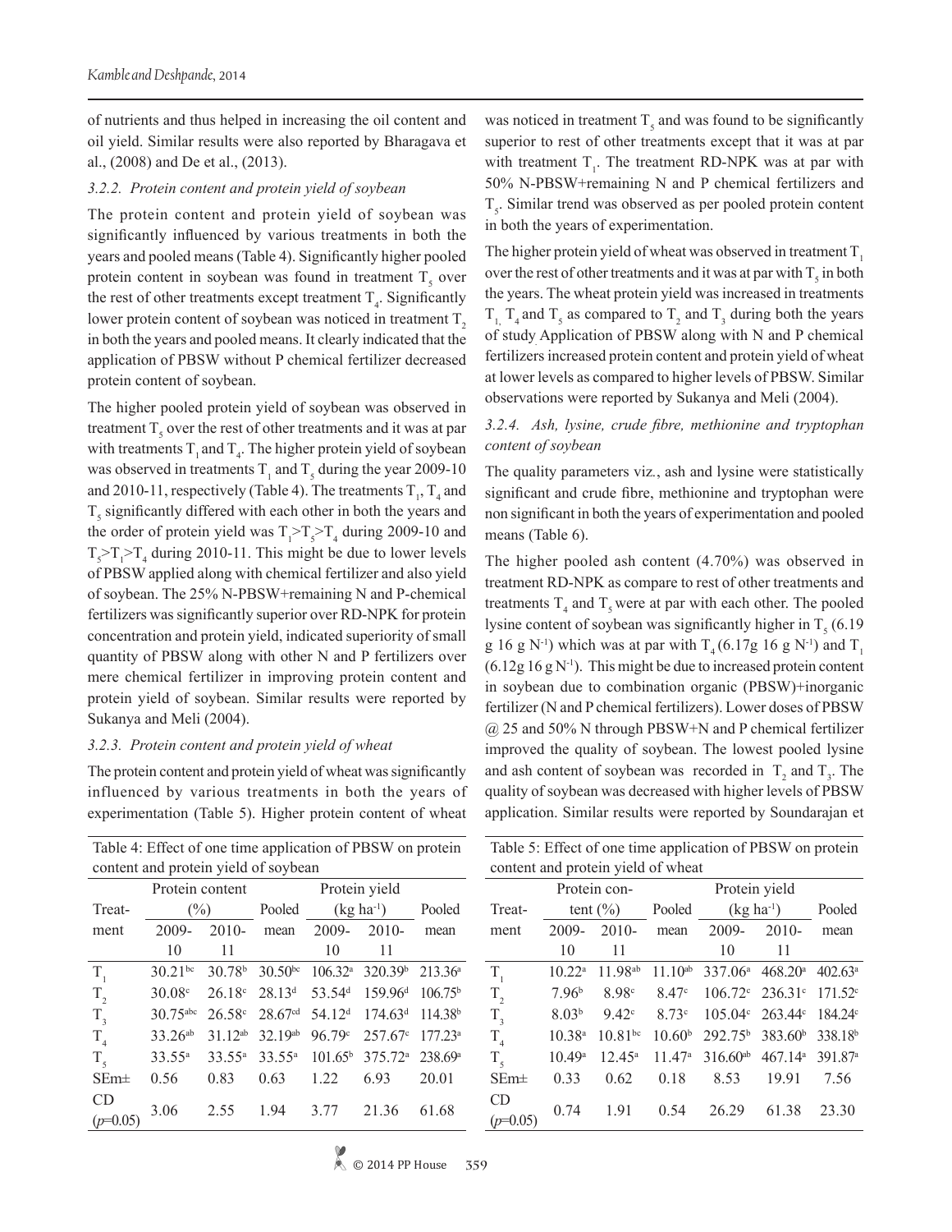of nutrients and thus helped in increasing the oil content and oil yield. Similar results were also reported by Bharagava et al., (2008) and De et al., (2013).

### *3.2.2. Protein content and protein yield of soybean*

The protein content and protein yield of soybean was significantly influenced by various treatments in both the years and pooled means (Table 4). Significantly higher pooled protein content in soybean was found in treatment $T_5$ over the rest of other treatments except treatment $T_4$. Significantly lower protein content of soybean was noticed in treatment $T_2$ in both the years and pooled means. It clearly indicated that the application of PBSW without P chemical fertilizer decreased protein content of soybean.

The higher pooled protein yield of soybean was observed in treatment $T_5$ over the rest of other treatments and it was at par with treatments $T_1$ and $T_4$. The higher protein yield of soybean was observed in treatments $T_1$ and $T_5$ during the year 2009-10 and 2010-11, respectively (Table 4). The treatments $T_1$, $T_4$ and $T_5$ significantly differed with each other in both the years and the order of protein yield was $T_1 > T_5 > T_4$ during 2009-10 and $T_5 > T_1 > T_4$ during 2010-11. This might be due to lower levels of PBSW applied along with chemical fertilizer and also yield of soybean. The 25% N-PBSW+remaining N and P-chemical fertilizers was significantly superior over RD-NPK for protein concentration and protein yield, indicated superiority of small quantity of PBSW along with other N and P fertilizers over mere chemical fertilizer in improving protein content and protein yield of soybean. Similar results were reported by Sukanya and Meli (2004).

### *3.2.3. Protein content and protein yield of wheat*

The protein content and protein yield of wheat was significantly influenced by various treatments in both the years of experimentation (Table 5). Higher protein content of wheat was noticed in treatment $T_5$ and was found to be significantly superior to rest of other treatments except that it was at par with treatment $T_1$. The treatment RD-NPK was at par with 50% N-PBSW+remaining N and P chemical fertilizers and $T_5$. Similar trend was observed as per pooled protein content in both the years of experimentation.

The higher protein yield of wheat was observed in treatment $T_1$ over the rest of other treatments and it was at par with $T_5$ in both the years. The wheat protein yield was increased in treatments $T_1$, $T_4$ and $T_5$ as compared to $T_2$ and $T_3$ during both the years of study Application of PBSW along with N and P chemical fertilizers increased protein content and protein yield of wheat at lower levels as compared to higher levels of PBSW. Similar observations were reported by Sukanya and Meli (2004).

### *3.2.4. Ash, lysine, crude fibre, methionine and tryptophan content of soybean*

The quality parameters viz., ash and lysine were statistically significant and crude fibre, methionine and tryptophan were non significant in both the years of experimentation and pooled means (Table 6).

The higher pooled ash content (4.70%) was observed in treatment RD-NPK as compare to rest of other treatments and treatments $T_4$ and $T_5$ were at par with each other. The pooled lysine content of soybean was significantly higher in $T_5$ (6.19 g 16 g $N^{-1}$) which was at par with $T_4$ (6.17g 16 g $N^{-1}$) and $T_1$ (6.12g 16 g $N^{-1}$). This might be due to increased protein content in soybean due to combination organic (PBSW)+inorganic fertilizer (N and P chemical fertilizers). Lower doses of PBSW @ 25 and 50% N through PBSW+N and P chemical fertilizer improved the quality of soybean. The lowest pooled lysine and ash content of soybean was recorded in $T_2$ and $T_3$. The quality of soybean was decreased with higher levels of PBSW application. Similar results were reported by Soundarajan et

Table 4: Effect of one time application of PBSW on protein content and protein yield of soybean

| Treatment | Protein content (%) | | Pooled mean | Protein yield (kg ha$^{-1}$) | | Pooled mean |
|---|---|---|---|---|---|---|
| | 2009-10 | 2010-11 | | 2009-10 | 2010-11 | |
| $T_1$ | 30.21$^{bc}$ | 30.78$^{b}$ | 30.50$^{bc}$ | 106.32$^{a}$ | 320.39$^{b}$ | 213.36$^{a}$ |
| $T_2$ | 30.08$^{c}$ | 26.18$^{c}$ | 28.13$^{d}$ | 53.54$^{d}$ | 159.96$^{d}$ | 106.75$^{b}$ |
| $T_3$ | 30.75$^{abc}$ | 26.58$^{c}$ | 28.67$^{cd}$ | 54.12$^{d}$ | 174.63$^{d}$ | 114.38$^{b}$ |
| $T_4$ | 33.26$^{ab}$ | 31.12$^{ab}$ | 32.19$^{ab}$ | 96.79$^{c}$ | 257.67$^{c}$ | 177.23$^{a}$ |
| $T_5$ | 33.55$^{a}$ | 33.55$^{a}$ | 33.55$^{a}$ | 101.65$^{b}$ | 375.72$^{a}$ | 238.69$^{a}$ |
| SEm± | 0.56 | 0.83 | 0.63 | 1.22 | 6.93 | 20.01 |
| CD ($p$=0.05) | 3.06 | 2.55 | 1.94 | 3.77 | 21.36 | 61.68 |

Table 5: Effect of one time application of PBSW on protein content and protein yield of wheat

| Treatment | Protein content (%) | | Pooled mean | Protein yield (kg ha$^{-1}$) | | Pooled mean |
|---|---|---|---|---|---|---|
| | 2009-10 | 2010-11 | | 2009-10 | 2010-11 | |
| $T_1$ | 10.22$^{a}$ | 11.98$^{ab}$ | 11.10$^{ab}$ | 337.06$^{a}$ | 468.20$^{a}$ | 402.63$^{a}$ |
| $T_2$ | 7.96$^{b}$ | 8.98$^{c}$ | 8.47$^{c}$ | 106.72$^{c}$ | 236.31$^{c}$ | 171.52$^{c}$ |
| $T_3$ | 8.03$^{b}$ | 9.42$^{c}$ | 8.73$^{c}$ | 105.04$^{c}$ | 263.44$^{c}$ | 184.24$^{c}$ |
| $T_4$ | 10.38$^{a}$ | 10.81$^{bc}$ | 10.60$^{b}$ | 292.75$^{b}$ | 383.60$^{b}$ | 338.18$^{b}$ |
| $T_5$ | 10.49$^{a}$ | 12.45$^{a}$ | 11.47$^{a}$ | 316.60$^{ab}$ | 467.14$^{a}$ | 391.87$^{a}$ |
| SEm± | 0.33 | 0.62 | 0.18 | 8.53 | 19.91 | 7.56 |
| CD ($p$=0.05) | 0.74 | 1.91 | 0.54 | 26.29 | 61.38 | 23.30 |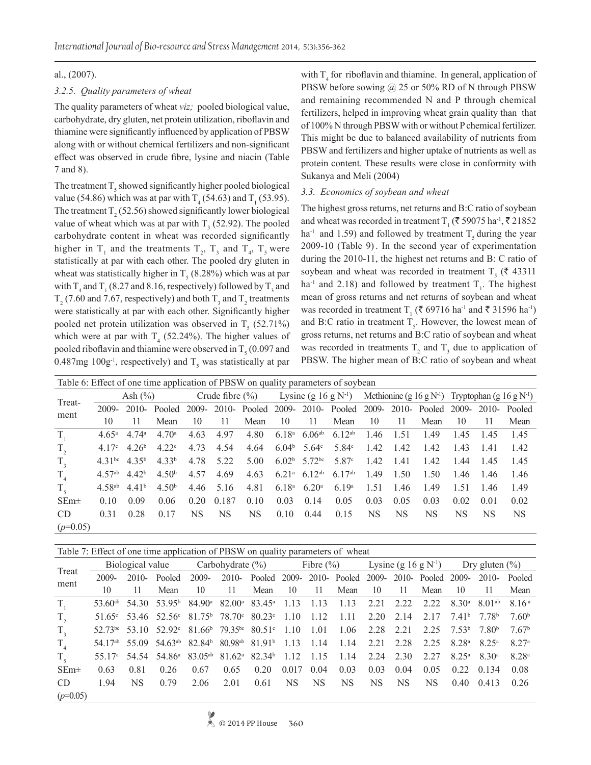al., (2007).

### *3.2.5. Quality parameters of wheat*

The quality parameters of wheat *viz;* pooled biological value, carbohydrate, dry gluten, net protein utilization, riboflavin and thiamine were significantly influenced by application of PBSW along with or without chemical fertilizers and non-significant effect was observed in crude fibre, lysine and niacin (Table 7 and 8).

The treatment $T_5$ showed significantly higher pooled biological value (54.86) which was at par with $T_4$ (54.63) and $T_1$ (53.95). The treatment $T_2$ (52.56) showed significantly lower biological value of wheat which was at par with $T_3$ (52.92). The pooled carbohydrate content in wheat was recorded significantly higher in $T_1$ and the treatments $T_2$, $T_3$ and $T_4$, $T_5$ were statistically at par with each other. The pooled dry gluten in wheat was statistically higher in $T_5$ (8.28%) which was at par with $T_4$ and $T_1$ (8.27 and 8.16, respectively) followed by $T_3$ and $T_2$ (7.60 and 7.67, respectively) and both $T_3$ and $T_2$ treatments were statistically at par with each other. Significantly higher pooled net protein utilization was observed in $T_5$ (52.71%) which were at par with $T_4$ (52.24%). The higher values of pooled riboflavin and thiamine were observed in $T_5$ (0.097 and 0.487mg 100g$^{-1}$, respectively) and $T_5$ was statistically at par with $T_4$ for riboflavin and thiamine. In general, application of PBSW before sowing @ 25 or 50% RD of N through PBSW and remaining recommended N and P through chemical fertilizers, helped in improving wheat grain quality than that of 100% N through PBSW with or without P chemical fertilizer. This might be due to balanced availability of nutrients from PBSW and fertilizers and higher uptake of nutrients as well as protein content. These results were close in conformity with Sukanya and Meli (2004)

### *3.3. Economics of soybean and wheat*

The highest gross returns, net returns and B:C ratio of soybean and wheat was recorded in treatment $T_1$ (₹ 59075 ha$^{-1}$, ₹ 21852 ha$^{-1}$ and 1.59) and followed by treatment $T_5$ during the year 2009-10 (Table 9). In the second year of experimentation during the 2010-11, the highest net returns and B: C ratio of soybean and wheat was recorded in treatment $T_5$ (₹ 43311 ha$^{-1}$ and 2.18) and followed by treatment $T_1$. The highest mean of gross returns and net returns of soybean and wheat was recorded in treatment $T_1$ (₹ 69716 ha$^{-1}$ and ₹ 31596 ha$^{-1}$) and B:C ratio in treatment $T_5$. However, the lowest mean of gross returns, net returns and B:C ratio of soybean and wheat was recorded in treatments $T_2$ and $T_3$ due to application of PBSW. The higher mean of B:C ratio of soybean and wheat

Table 6: Effect of one time application of PBSW on quality parameters of soybean

| Treat-ment | Ash (%) | | | Crude fibre (%) | | | Lysine (g 16 g N$^{-1}$) | | | Methionine (g 16 g N$^{-1}$) | | | Tryptophan (g 16 g N$^{-1}$) | | |
|---|---|---|---|---|---|---|---|---|---|---|---|---|---|---|---|
| | 2009-10 | 2010-11 | Pooled Mean | 2009-10 | 2010-11 | Pooled Mean | 2009-10 | 2010-11 | Pooled Mean | 2009-10 | 2010-11 | Pooled Mean | 2009-10 | 2010-11 | Pooled Mean |
| $T_1$ | 4.65$^{a}$ | 4.74$^{a}$ | 4.70$^{a}$ | 4.63 | 4.97 | 4.80 | 6.18$^{a}$ | 6.06$^{ab}$ | 6.12$^{ab}$ | 1.46 | 1.51 | 1.49 | 1.45 | 1.45 | 1.45 |
| $T_2$ | 4.17$^{c}$ | 4.26$^{b}$ | 4.22$^{c}$ | 4.73 | 4.54 | 4.64 | 6.04$^{b}$ | 5.64$^{c}$ | 5.84$^{c}$ | 1.42 | 1.42 | 1.42 | 1.43 | 1.41 | 1.42 |
| $T_3$ | 4.31$^{bc}$ | 4.35$^{b}$ | 4.33$^{b}$ | 4.78 | 5.22 | 5.00 | 6.02$^{b}$ | 5.72$^{bc}$ | 5.87$^{c}$ | 1.42 | 1.41 | 1.42 | 1.44 | 1.45 | 1.45 |
| $T_4$ | 4.57$^{ab}$ | 4.42$^{b}$ | 4.50$^{b}$ | 4.57 | 4.69 | 4.63 | 6.21$^{a}$ | 6.12$^{ab}$ | 6.17$^{ab}$ | 1.49 | 1.50 | 1.50 | 1.46 | 1.46 | 1.46 |
| $T_5$ | 4.58$^{ab}$ | 4.41$^{b}$ | 4.50$^{b}$ | 4.46 | 5.16 | 4.81 | 6.18$^{a}$ | 6.20$^{a}$ | 6.19$^{a}$ | 1.51 | 1.46 | 1.49 | 1.51 | 1.46 | 1.49 |
| SEm± | 0.10 | 0.09 | 0.06 | 0.20 | 0.187 | 0.10 | 0.03 | 0.14 | 0.05 | 0.03 | 0.05 | 0.03 | 0.02 | 0.01 | 0.02 |
| CD ($p$=0.05) | 0.31 | 0.28 | 0.17 | NS | NS | NS | 0.10 | 0.44 | 0.15 | NS | NS | NS | NS | NS | NS |

Table 7: Effect of one time application of PBSW on quality parameters of wheat

| Treat ment | Biological value | | | Carbohydrate (%) | | | Fibre (%) | | | Lysine (g 16 g N$^{-1}$) | | | Dry gluten (%) | | |
|---|---|---|---|---|---|---|---|---|---|---|---|---|---|---|---|
| | 2009-10 | 2010-11 | Pooled Mean | 2009-10 | 2010-11 | Pooled Mean | 2009-10 | 2010-11 | Pooled Mean | 2009-10 | 2010-11 | Pooled Mean | 2009-10 | 2010-11 | Pooled Mean |
| $T_1$ | 53.60$^{ab}$ | 54.30 | 53.95$^{b}$ | 84.90$^{a}$ | 82.00$^{a}$ | 83.45$^{a}$ | 1.13 | 1.13 | 1.13 | 2.21 | 2.22 | 2.22 | 8.30$^{a}$ | 8.01$^{ab}$ | 8.16$^{a}$ |
| $T_2$ | 51.65$^{c}$ | 53.46 | 52.56$^{c}$ | 81.75$^{b}$ | 78.70$^{c}$ | 80.23$^{c}$ | 1.10 | 1.12 | 1.11 | 2.20 | 2.14 | 2.17 | 7.41$^{b}$ | 7.78$^{b}$ | 7.60$^{b}$ |
| $T_3$ | 52.73$^{bc}$ | 53.10 | 52.92$^{c}$ | 81.66$^{b}$ | 79.35$^{bc}$ | 80.51$^{c}$ | 1.10 | 1.01 | 1.06 | 2.28 | 2.21 | 2.25 | 7.53$^{b}$ | 7.80$^{b}$ | 7.67$^{b}$ |
| $T_4$ | 54.17$^{ab}$ | 55.09 | 54.63$^{ab}$ | 82.84$^{b}$ | 80.98$^{ab}$ | 81.91$^{b}$ | 1.13 | 1.14 | 1.14 | 2.21 | 2.28 | 2.25 | 8.28$^{a}$ | 8.25$^{a}$ | 8.27$^{a}$ |
| $T_5$ | 55.17$^{a}$ | 54.54 | 54.86$^{a}$ | 83.05$^{ab}$ | 81.62$^{a}$ | 82.34$^{b}$ | 1.12 | 1.15 | 1.14 | 2.24 | 2.30 | 2.27 | 8.25$^{a}$ | 8.30$^{a}$ | 8.28$^{a}$ |
| SEm± | 0.63 | 0.81 | 0.26 | 0.67 | 0.65 | 0.20 | 0.017 | 0.04 | 0.03 | 0.03 | 0.04 | 0.05 | 0.22 | 0.134 | 0.08 |
| CD ($p$=0.05) | 1.94 | NS | 0.79 | 2.06 | 2.01 | 0.61 | NS | NS | NS | NS | NS | NS | 0.40 | 0.413 | 0.26 |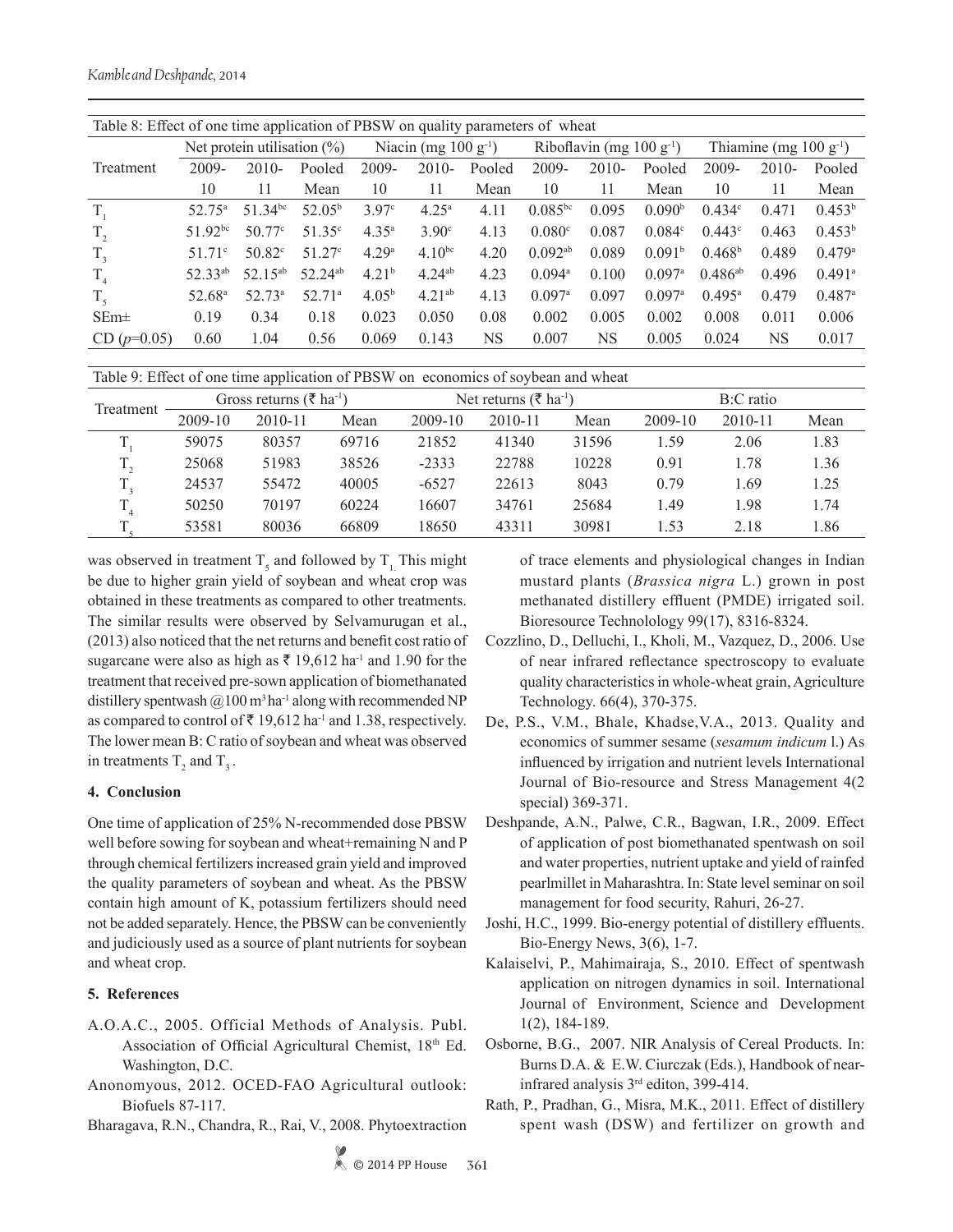Table 8: Effect of one time application of PBSW on quality parameters of wheat

| Treatment | Net protein utilisation (%) | | | Niacin (mg 100 g$^{-1}$) | | | Riboflavin (mg 100 g$^{-1}$) | | | Thiamine (mg 100 g$^{-1}$) | | |
|---|---|---|---|---|---|---|---|---|---|---|---|---|
| | 2009-10 | 2010-11 | Pooled Mean | 2009-10 | 2010-11 | Pooled Mean | 2009-10 | 2010-11 | Pooled Mean | 2009-10 | 2010-11 | Pooled Mean |
| $T_1$ | 52.75$^a$ | 51.34$^{bc}$ | 52.05$^b$ | 3.97$^c$ | 4.25$^a$ | 4.11 | 0.085$^{bc}$ | 0.095 | 0.090$^b$ | 0.434$^c$ | 0.471 | 0.453$^b$ |
| $T_2$ | 51.92$^{bc}$ | 50.77$^c$ | 51.35$^c$ | 4.35$^a$ | 3.90$^c$ | 4.13 | 0.080$^c$ | 0.087 | 0.084$^c$ | 0.443$^c$ | 0.463 | 0.453$^b$ |
| $T_3$ | 51.71$^c$ | 50.82$^c$ | 51.27$^c$ | 4.29$^a$ | 4.10$^{bc}$ | 4.20 | 0.092$^{ab}$ | 0.089 | 0.091$^b$ | 0.468$^b$ | 0.489 | 0.479$^a$ |
| $T_4$ | 52.33$^{ab}$ | 52.15$^{ab}$ | 52.24$^{ab}$ | 4.21$^b$ | 4.24$^{ab}$ | 4.23 | 0.094$^a$ | 0.100 | 0.097$^a$ | 0.486$^{ab}$ | 0.496 | 0.491$^a$ |
| $T_5$ | 52.68$^a$ | 52.73$^a$ | 52.71$^a$ | 4.05$^b$ | 4.21$^{ab}$ | 4.13 | 0.097$^a$ | 0.097 | 0.097$^a$ | 0.495$^a$ | 0.479 | 0.487$^a$ |
| SEm± | 0.19 | 0.34 | 0.18 | 0.023 | 0.050 | 0.08 | 0.002 | 0.005 | 0.002 | 0.008 | 0.011 | 0.006 |
| CD ($p$=0.05) | 0.60 | 1.04 | 0.56 | 0.069 | 0.143 | NS | 0.007 | NS | 0.005 | 0.024 | NS | 0.017 |

Table 9: Effect of one time application of PBSW on economics of soybean and wheat

| Treatment | Gross returns (₹ ha$^{-1}$) | | | Net returns (₹ ha$^{-1}$) | | | B:C ratio | | |
|---|---|---|---|---|---|---|---|---|---|
| | 2009-10 | 2010-11 | Mean | 2009-10 | 2010-11 | Mean | 2009-10 | 2010-11 | Mean |
| $T_1$ | 59075 | 80357 | 69716 | 21852 | 41340 | 31596 | 1.59 | 2.06 | 1.83 |
| $T_2$ | 25068 | 51983 | 38526 | -2333 | 22788 | 10228 | 0.91 | 1.78 | 1.36 |
| $T_3$ | 24537 | 55472 | 40005 | -6527 | 22613 | 8043 | 0.79 | 1.69 | 1.25 |
| $T_4$ | 50250 | 70197 | 60224 | 16607 | 34761 | 25684 | 1.49 | 1.98 | 1.74 |
| $T_5$ | 53581 | 80036 | 66809 | 18650 | 43311 | 30981 | 1.53 | 2.18 | 1.86 |

was observed in treatment $T_5$ and followed by $T_1$. This might be due to higher grain yield of soybean and wheat crop was obtained in these treatments as compared to other treatments. The similar results were observed by Selvamurugan et al., (2013) also noticed that the net returns and benefit cost ratio of sugarcane were also as high as ₹ 19,612 ha$^{-1}$ and 1.90 for the treatment that received pre-sown application of biomethanated distillery spentwash @100 m$^3$ ha$^{-1}$ along with recommended NP as compared to control of ₹ 19,612 ha$^{-1}$ and 1.38, respectively. The lower mean B: C ratio of soybean and wheat was observed in treatments $T_2$ and $T_3$.

## 4. Conclusion

One time of application of 25% N-recommended dose PBSW well before sowing for soybean and wheat+remaining N and P through chemical fertilizers increased grain yield and improved the quality parameters of soybean and wheat. As the PBSW contain high amount of K, potassium fertilizers should need not be added separately. Hence, the PBSW can be conveniently and judiciously used as a source of plant nutrients for soybean and wheat crop.

## 5. References

A.O.A.C., 2005. Official Methods of Analysis. Publ. Association of Official Agricultural Chemist, 18th Ed. Washington, D.C.

Anonomyous, 2012. OCED-FAO Agricultural outlook: Biofuels 87-117.

Bharagava, R.N., Chandra, R., Rai, V., 2008. Phytoextraction of trace elements and physiological changes in Indian mustard plants (*Brassica nigra* L.) grown in post methanated distillery effluent (PMDE) irrigated soil. Bioresource Technolology 99(17), 8316-8324.

Cozzlino, D., Delluchi, I., Kholi, M., Vazquez, D., 2006. Use of near infrared reflectance spectroscopy to evaluate quality characteristics in whole-wheat grain, Agriculture Technology. 66(4), 370-375.

De, P.S., V.M., Bhale, Khadse,V.A., 2013. Quality and economics of summer sesame (*sesamum indicum* l.) As influenced by irrigation and nutrient levels International Journal of Bio-resource and Stress Management 4(2 special) 369-371.

Deshpande, A.N., Palwe, C.R., Bagwan, I.R., 2009. Effect of application of post biomethanated spentwash on soil and water properties, nutrient uptake and yield of rainfed pearlmillet in Maharashtra. In: State level seminar on soil management for food security, Rahuri, 26-27.

Joshi, H.C., 1999. Bio-energy potential of distillery effluents. Bio-Energy News, 3(6), 1-7.

Kalaiselvi, P., Mahimairaja, S., 2010. Effect of spentwash application on nitrogen dynamics in soil. International Journal of Environment, Science and Development 1(2), 184-189.

Osborne, B.G., 2007. NIR Analysis of Cereal Products. In: Burns D.A. & E.W. Ciurczak (Eds.), Handbook of near-infrared analysis 3rd editon, 399-414.

Rath, P., Pradhan, G., Misra, M.K., 2011. Effect of distillery spent wash (DSW) and fertilizer on growth and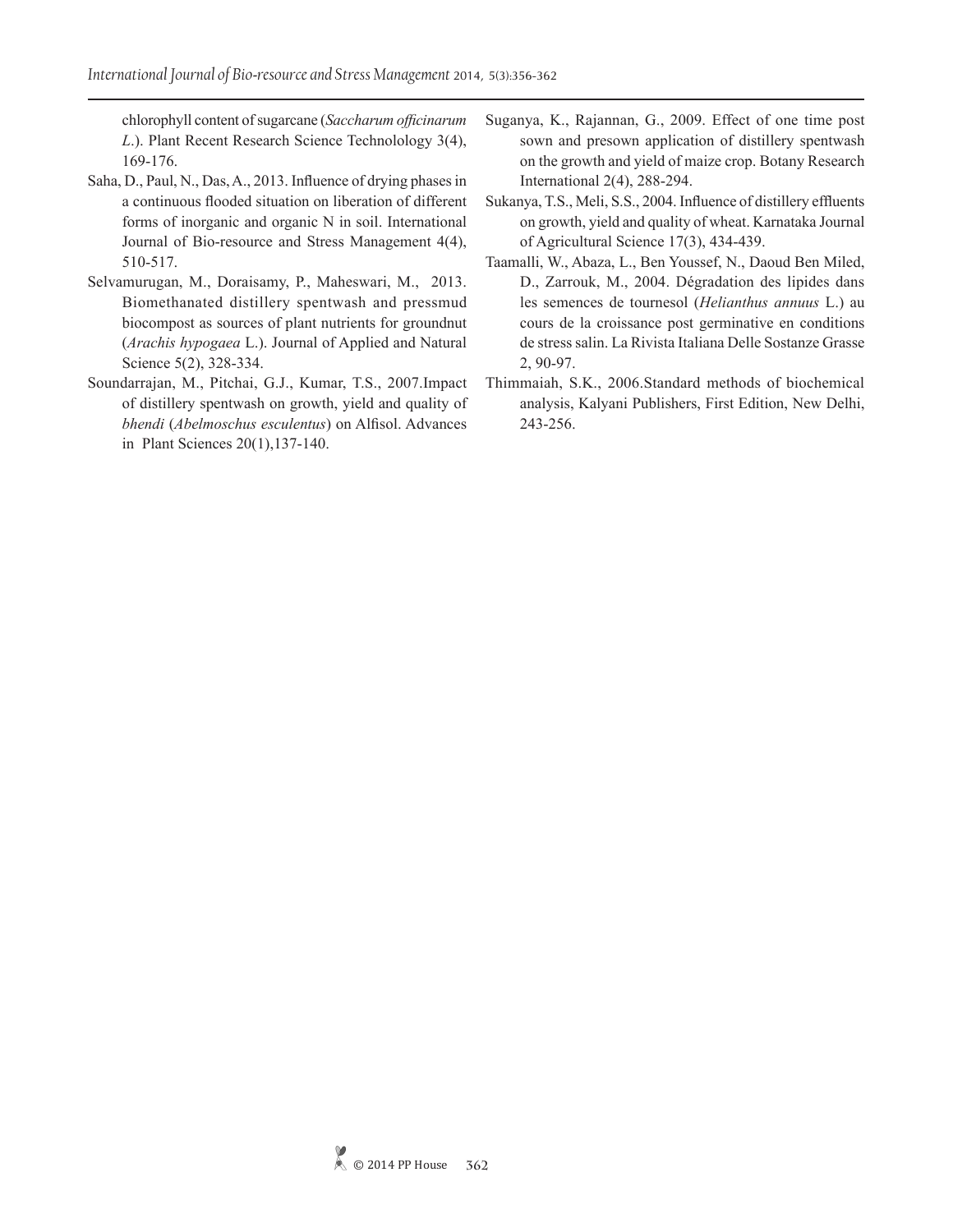chlorophyll content of sugarcane (*Saccharum officinarum L.*). Plant Recent Research Science Technolology 3(4), 169-176.

Saha, D., Paul, N., Das, A., 2013. Influence of drying phases in a continuous flooded situation on liberation of different forms of inorganic and organic N in soil. International Journal of Bio-resource and Stress Management 4(4), 510-517.

Selvamurugan, M., Doraisamy, P., Maheswari, M., 2013. Biomethanated distillery spentwash and pressmud biocompost as sources of plant nutrients for groundnut (*Arachis hypogaea* L.). Journal of Applied and Natural Science 5(2), 328-334.

Soundarrajan, M., Pitchai, G.J., Kumar, T.S., 2007.Impact of distillery spentwash on growth, yield and quality of *bhendi* (*Abelmoschus esculentus*) on Alfisol. Advances in Plant Sciences 20(1),137-140.

Suganya, K., Rajannan, G., 2009. Effect of one time post sown and presown application of distillery spentwash on the growth and yield of maize crop. Botany Research International 2(4), 288-294.

Sukanya, T.S., Meli, S.S., 2004. Influence of distillery effluents on growth, yield and quality of wheat. Karnataka Journal of Agricultural Science 17(3), 434-439.

Taamalli, W., Abaza, L., Ben Youssef, N., Daoud Ben Miled, D., Zarrouk, M., 2004. Dégradation des lipides dans les semences de tournesol (*Helianthus annuus* L.) au cours de la croissance post germinative en conditions de stress salin. La Rivista Italiana Delle Sostanze Grasse 2, 90-97.

Thimmaiah, S.K., 2006.Standard methods of biochemical analysis, Kalyani Publishers, First Edition, New Delhi, 243-256.